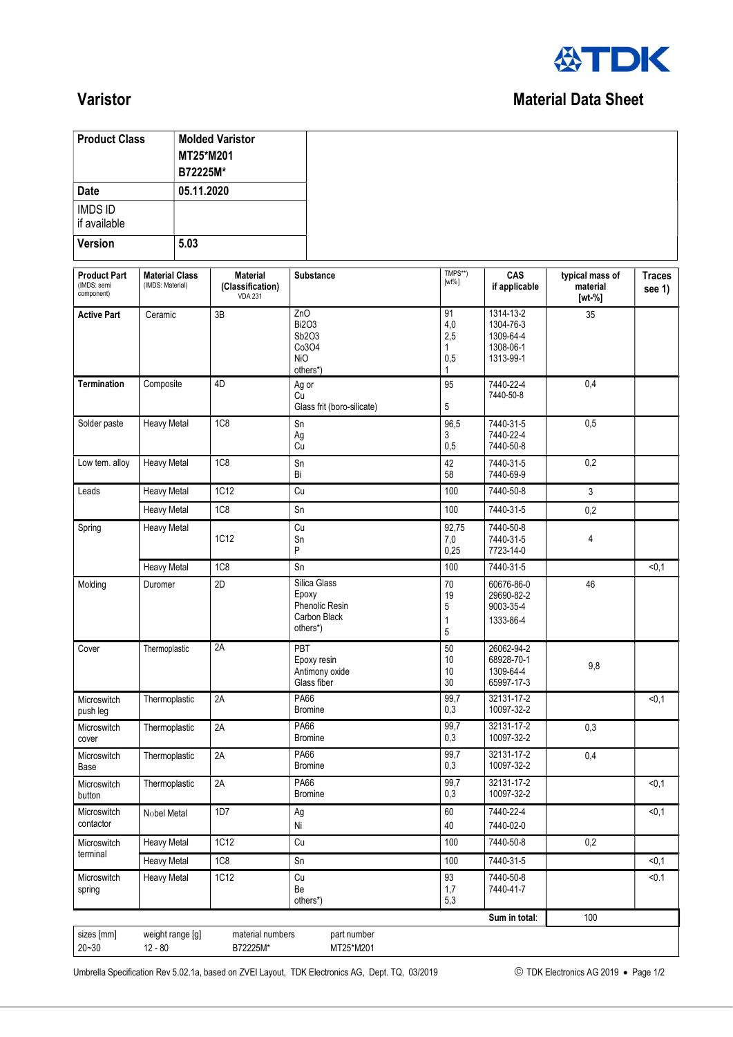# Varistor

## Material Data Sheet

| Product Class | Molded Varistor MT25*M201 B72225M* |
|---|---|
| Date | 05.11.2020 |
| IMDS ID if available | |
| Version | 5.03 |

| Product Part (IMDS: semi component) | Material Class (IMDS: Material) | Material (Classification) VDA 231 | Substance | TMPS**) [wt%] | CAS if applicable | typical mass of material [wt-%] | Traces see 1) |
|---|---|---|---|---|---|---|---|
| **Active Part** | Ceramic | 3B | ZnO<br>Bi2O3<br>Sb2O3<br>Co3O4<br>NiO<br>others*) | 91<br>4,0<br>2,5<br>1<br>0,5<br>1 | 1314-13-2<br>1304-76-3<br>1309-64-4<br>1308-06-1<br>1313-99-1 | 35 | |
| **Termination** | Composite | 4D | Ag or<br>Cu<br>Glass frit (boro-silicate) | 95<br><br>5 | 7440-22-4<br>7440-50-8 | 0,4 | |
| Solder paste | Heavy Metal | 1C8 | Sn<br>Ag<br>Cu | 96,5<br>3<br>0,5 | 7440-31-5<br>7440-22-4<br>7440-50-8 | 0,5 | |
| Low tem. alloy | Heavy Metal | 1C8 | Sn<br>Bi | 42<br>58 | 7440-31-5<br>7440-69-9 | 0,2 | |
| Leads | Heavy Metal | 1C12 | Cu | 100 | 7440-50-8 | 3 | |
| | Heavy Metal | 1C8 | Sn | 100 | 7440-31-5 | 0,2 | |
| Spring | Heavy Metal | 1C12 | Cu<br>Sn<br>P | 92,75<br>7,0<br>0,25 | 7440-50-8<br>7440-31-5<br>7723-14-0 | 4 | |
| | Heavy Metal | 1C8 | Sn | 100 | 7440-31-5 | | <0,1 |
| Molding | Duromer | 2D | Silica Glass<br>Epoxy<br>Phenolic Resin<br>Carbon Black<br>others*) | 70<br>19<br>5<br>1<br>5 | 60676-86-0<br>29690-82-2<br>9003-35-4<br>1333-86-4 | 46 | |
| Cover | Thermoplastic | 2A | PBT<br>Epoxy resin<br>Antimony oxide<br>Glass fiber | 50<br>10<br>10<br>30 | 26062-94-2<br>68928-70-1<br>1309-64-4<br>65997-17-3 | 9,8 | |
| Microswitch push leg | Thermoplastic | 2A | PA66<br>Bromine | 99,7<br>0,3 | 32131-17-2<br>10097-32-2 | | <0,1 |
| Microswitch cover | Thermoplastic | 2A | PA66<br>Bromine | 99,7<br>0,3 | 32131-17-2<br>10097-32-2 | 0,3 | |
| Microswitch Base | Thermoplastic | 2A | PA66<br>Bromine | 99,7<br>0,3 | 32131-17-2<br>10097-32-2 | 0,4 | |
| Microswitch button | Thermoplastic | 2A | PA66<br>Bromine | 99,7<br>0,3 | 32131-17-2<br>10097-32-2 | | <0,1 |
| Microswitch contactor | Nobel Metal | 1D7 | Ag<br>Ni | 60<br>40 | 7440-22-4<br>7440-02-0 | | <0,1 |
| Microswitch terminal | Heavy Metal | 1C12 | Cu | 100 | 7440-50-8 | 0,2 | |
| | Heavy Metal | 1C8 | Sn | 100 | 7440-31-5 | | <0,1 |
| Microswitch spring | Heavy Metal | 1C12 | Cu<br>Be<br>others*) | 93<br>1,7<br>5,3 | 7440-50-8<br>7440-41-7 | | <0.1 |
| | | | | | **Sum in total:** | 100 | |

| sizes [mm] | weight range [g] | material numbers | part number |
|---|---|---|---|
| 20~30 | 12 - 80 | B72225M* | MT25*M201 |

Umbrella Specification Rev 5.02.1a, based on ZVEI Layout, TDK Electronics AG, Dept. TQ, 03/2019

© TDK Electronics AG 2019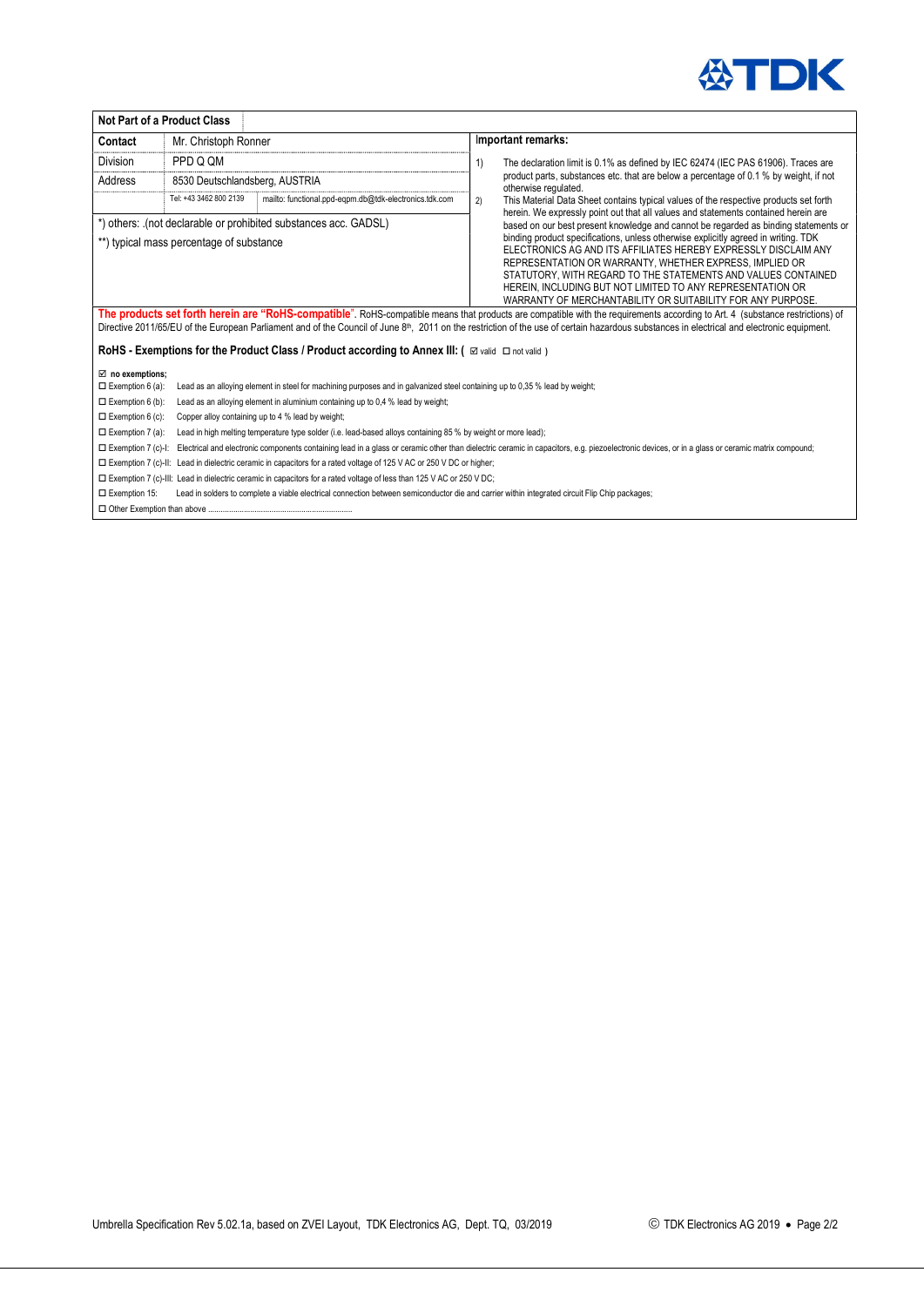**Not Part of a Product Class**

| | | |
|---|---|---|
| **Contact** | Mr. Christoph Ronner | |
| Division | PPD Q QM | |
| Address | 8530 Deutschlandsberg, AUSTRIA | |
| | Tel: +43 3462 800 2139 | mailto: functional.ppd-eqpm.db@tdk-electronics.tdk.com |

*) others: .(not declarable or prohibited substances acc. GADSL)

**) typical mass percentage of substance

**Important remarks:**

1) The declaration limit is 0.1% as defined by IEC 62474 (IEC PAS 61906). Traces are product parts, substances etc. that are below a percentage of 0.1 % by weight, if not otherwise regulated.

2) This Material Data Sheet contains typical values of the respective products set forth herein. We expressly point out that all values and statements contained herein are based on our best present knowledge and cannot be regarded as binding statements or binding product specifications, unless otherwise explicitly agreed in writing. TDK ELECTRONICS AG AND ITS AFFILIATES HEREBY EXPRESSLY DISCLAIM ANY REPRESENTATION OR WARRANTY, WHETHER EXPRESS, IMPLIED OR STATUTORY, WITH REGARD TO THE STATEMENTS AND VALUES CONTAINED HEREIN, INCLUDING BUT NOT LIMITED TO ANY REPRESENTATION OR WARRANTY OF MERCHANTABILITY OR SUITABILITY FOR ANY PURPOSE.

**The products set forth herein are "RoHS-compatible"**. RoHS-compatible means that products are compatible with the requirements according to Art. 4 (substance restrictions) of Directive 2011/65/EU of the European Parliament and of the Council of June 8th, 2011 on the restriction of the use of certain hazardous substances in electrical and electronic equipment.

**RoHS - Exemptions for the Product Class / Product according to Annex III: (** ☑ valid ☐ not valid **)**

☑ **no exemptions;**

☐ Exemption 6 (a): Lead as an alloying element in steel for machining purposes and in galvanized steel containing up to 0,35 % lead by weight;

☐ Exemption 6 (b): Lead as an alloying element in aluminium containing up to 0,4 % lead by weight;

☐ Exemption 6 (c): Copper alloy containing up to 4 % lead by weight;

☐ Exemption 7 (a): Lead in high melting temperature type solder (i.e. lead-based alloys containing 85 % by weight or more lead);

☐ Exemption 7 (c)-I: Electrical and electronic components containing lead in a glass or ceramic other than dielectric ceramic in capacitors, e.g. piezoelectronic devices, or in a glass or ceramic matrix compound;

☐ Exemption 7 (c)-II: Lead in dielectric ceramic in capacitors for a rated voltage of 125 V AC or 250 V DC or higher;

☐ Exemption 7 (c)-III: Lead in dielectric ceramic in capacitors for a rated voltage of less than 125 V AC or 250 V DC;

☐ Exemption 15: Lead in solders to complete a viable electrical connection between semiconductor die and carrier within integrated circuit Flip Chip packages;

☐ Other Exemption than above ....................................................................

Umbrella Specification Rev 5.02.1a, based on ZVEI Layout, TDK Electronics AG, Dept. TQ, 03/2019

© TDK Electronics AG 2019